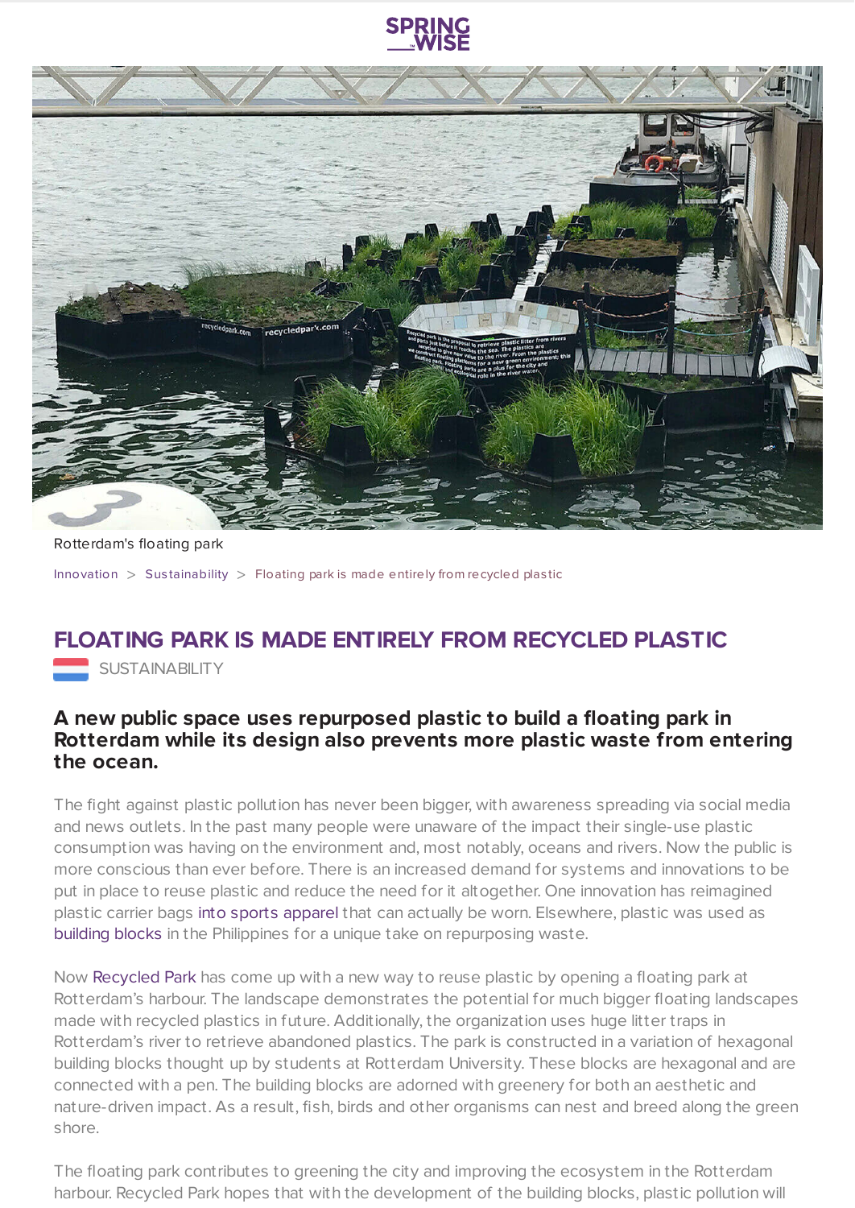Rotterdam's floating park

Innovation > Sustainability > Floating park is made entirely from recycled plastic

# FLOATING PARK IS MADE ENTIRELY FROM RECYCLED PLASTIC

SUSTAINABILITY

### A new public space uses repurposed plastic to build a floating park in Rotterdam while its design also prevents more plastic waste from entering the ocean.

The fight against plastic pollution has never been bigger, with awareness spreading via social media and news outlets. In the past many people were unaware of the impact their single-use plastic consumption was having on the environment and, most notably, oceans and rivers. Now the public is more conscious than ever before. There is an increased demand for systems and innovations to be put in place to reuse plastic and reduce the need for it altogether. One innovation has reimagined plastic carrier bags into sports apparel that can actually be worn. Elsewhere, plastic was used as building blocks in the Philippines for a unique take on repurposing waste.

Now Recycled Park has come up with a new way to reuse plastic by opening a floating park at Rotterdam's harbour. The landscape demonstrates the potential for much bigger floating landscapes made with recycled plastics in future. Additionally, the organization uses huge litter traps in Rotterdam's river to retrieve abandoned plastics. The park is constructed in a variation of hexagonal building blocks thought up by students at Rotterdam University. These blocks are hexagonal and are connected with a pen. The building blocks are adorned with greenery for both an aesthetic and nature-driven impact. As a result, fish, birds and other organisms can nest and breed along the green shore.

The floating park contributes to greening the city and improving the ecosystem in the Rotterdam harbour. Recycled Park hopes that with the development of the building blocks, plastic pollution will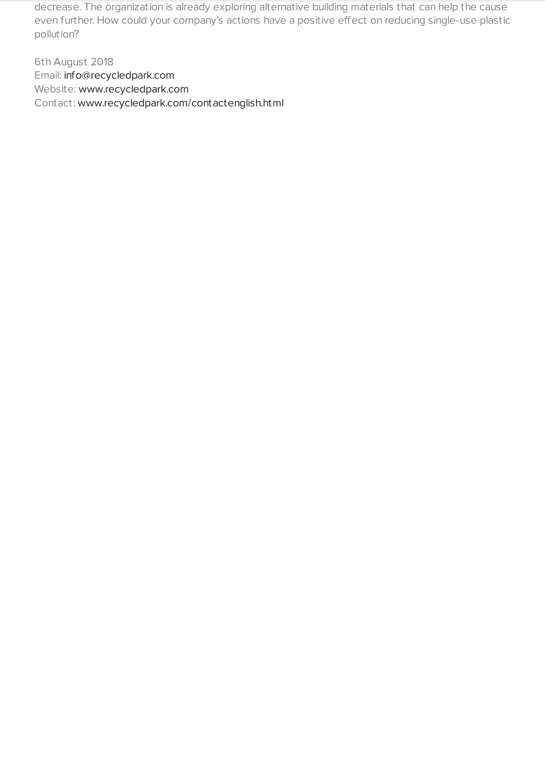decrease. The organization is already exploring alternative building materials that can help the cause even further. How could your company's actions have a positive effect on reducing single-use plastic pollution?

6th August 2018
Email: info@recycledpark.com
Website: www.recycledpark.com
Contact: www.recycledpark.com/contactenglish.html